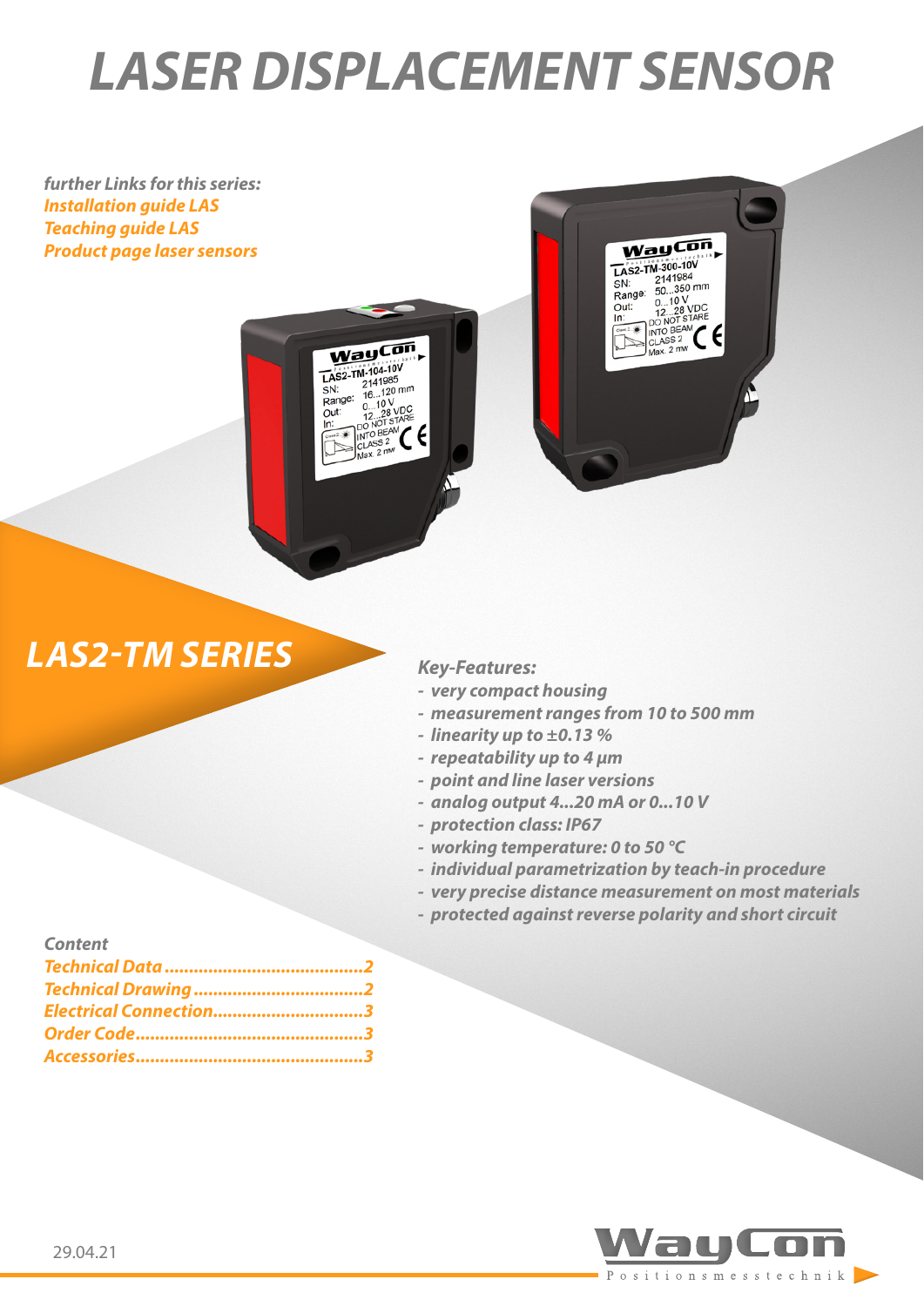# LASER DISPLACEMENT SENSOR

*further Links for this series:*
*Installation guide LAS*
*Teaching guide LAS*
*Product page laser sensors*

## LAS2-TM SERIES

*Key-Features:*

- *very compact housing*
- *measurement ranges from 10 to 500 mm*
- *linearity up to ±0.13 %*
- *repeatability up to 4 µm*
- *point and line laser versions*
- *analog output 4...20 mA or 0...10 V*
- *protection class: IP67*
- *working temperature: 0 to 50 °C*
- *individual parametrization by teach-in procedure*
- *very precise distance measurement on most materials*
- *protected against reverse polarity and short circuit*

*Content*

*Technical Data ........................................2*
*Technical Drawing ..................................2*
*Electrical Connection..............................3*
*Order Code..............................................3*
*Accessories..............................................3*

29.04.21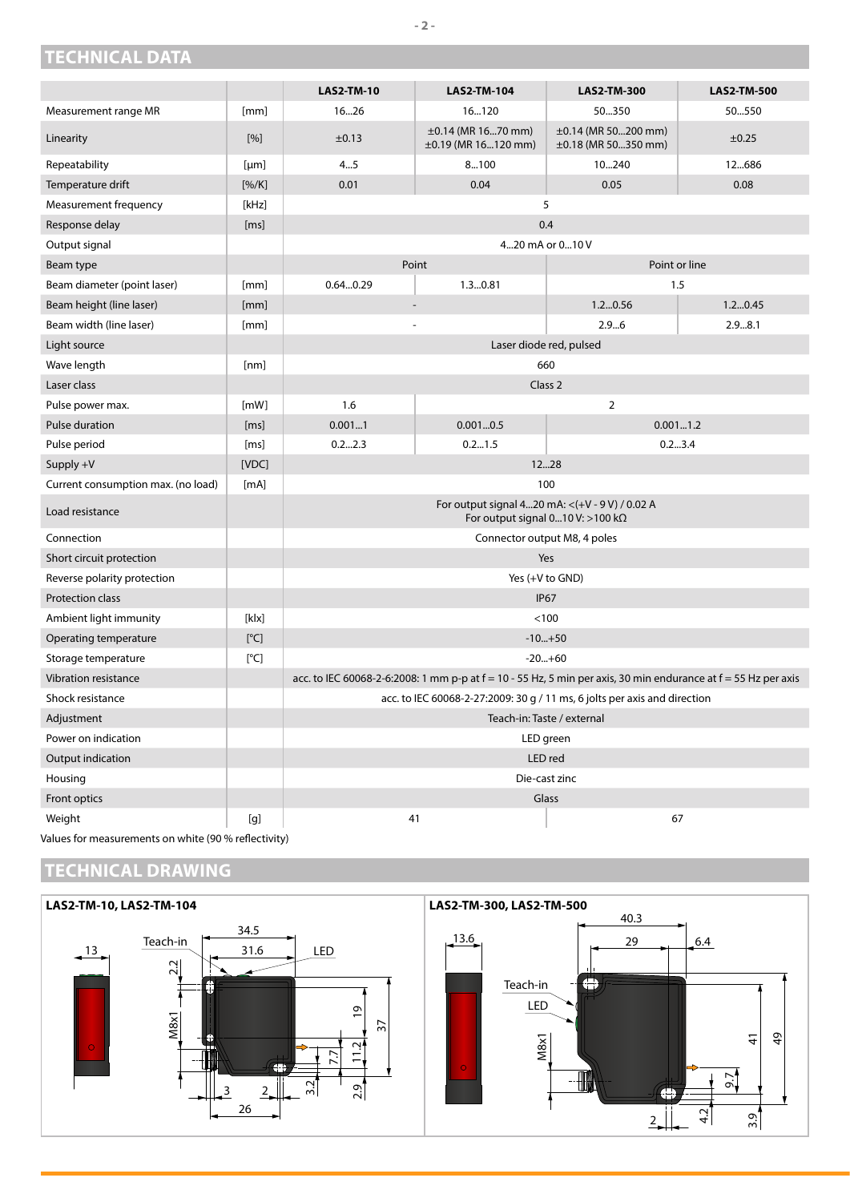## TECHNICAL DATA

| | | LAS2-TM-10 | LAS2-TM-104 | LAS2-TM-300 | LAS2-TM-500 |
|---|---|---|---|---|---|
| Measurement range MR | [mm] | 16...26 | 16...120 | 50...350 | 50...550 |
| Linearity | [%] | ±0.13 | ±0.14 (MR 16...70 mm) ±0.19 (MR 16...120 mm) | ±0.14 (MR 50...200 mm) ±0.18 (MR 50...350 mm) | ±0.25 |
| Repeatability | [µm] | 4...5 | 8...100 | 10...240 | 12...686 |
| Temperature drift | [%/K] | 0.01 | 0.04 | 0.05 | 0.08 |
| Measurement frequency | [kHz] | 5 | | | |
| Response delay | [ms] | 0.4 | | | |
| Output signal | | 4...20 mA or 0...10 V | | | |
| Beam type | | Point | | Point or line | |
| Beam diameter (point laser) | [mm] | 0.64...0.29 | 1.3...0.81 | 1.5 | |
| Beam height (line laser) | [mm] | - | | 1.2...0.56 | 1.2...0.45 |
| Beam width (line laser) | [mm] | - | | 2.9...6 | 2.9...8.1 |
| Light source | | Laser diode red, pulsed | | | |
| Wave length | [nm] | 660 | | | |
| Laser class | | Class 2 | | | |
| Pulse power max. | [mW] | 1.6 | 2 | | |
| Pulse duration | [ms] | 0.001...1 | 0.001...0.5 | 0.001...1.2 | |
| Pulse period | [ms] | 0.2...2.3 | 0.2...1.5 | 0.2...3.4 | |
| Supply +V | [VDC] | 12...28 | | | |
| Current consumption max. (no load) | [mA] | 100 | | | |
| Load resistance | | For output signal 4...20 mA: <(+V - 9 V) / 0.02 A For output signal 0...10 V: >100 kΩ | | | |
| Connection | | Connector output M8, 4 poles | | | |
| Short circuit protection | | Yes | | | |
| Reverse polarity protection | | Yes (+V to GND) | | | |
| Protection class | | IP67 | | | |
| Ambient light immunity | [klx] | <100 | | | |
| Operating temperature | [°C] | -10...+50 | | | |
| Storage temperature | [°C] | -20...+60 | | | |
| Vibration resistance | | acc. to IEC 60068-2-6:2008: 1 mm p-p at f = 10 - 55 Hz, 5 min per axis, 30 min endurance at f = 55 Hz per axis | | | |
| Shock resistance | | acc. to IEC 60068-2-27:2009: 30 g / 11 ms, 6 jolts per axis and direction | | | |
| Adjustment | | Teach-in: Taste / external | | | |
| Power on indication | | LED green | | | |
| Output indication | | LED red | | | |
| Housing | | Die-cast zinc | | | |
| Front optics | | Glass | | | |
| Weight | [g] | 41 | | 67 | |

Values for measurements on white (90 % reflectivity)

## TECHNICAL DRAWING

**LAS2-TM-10, LAS2-TM-104**

**LAS2-TM-300, LAS2-TM-500**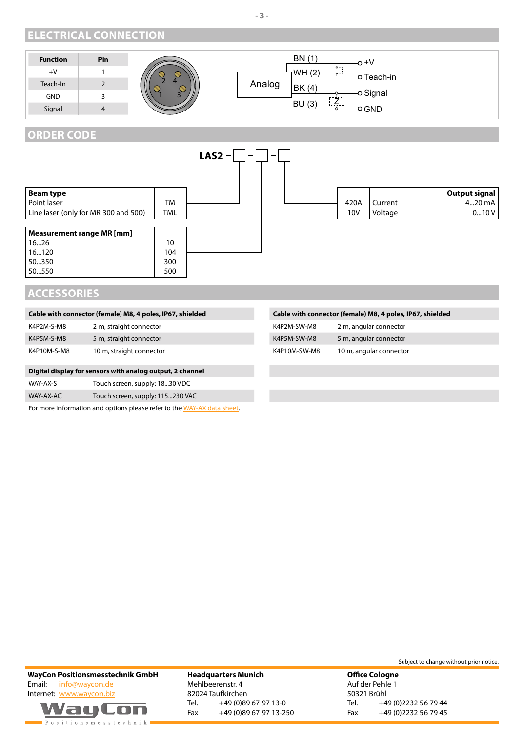## ELECTRICAL CONNECTION

| Function | Pin |
|---|---|
| +V | 1 |
| Teach-In | 2 |
| GND | 3 |
| Signal | 4 |

2 4
1 3

Analog
BN (1) +V
WH (2) Teach-in
BK (4) Signal
BU (3) GND

## ORDER CODE

**LAS2 – □ – □ – □**

| **Beam type** | |
|---|---|
| Point laser | TM |
| Line laser (only for MR 300 and 500) | TML |

| **Measurement range MR [mm]** | |
|---|---|
| 16...26 | 10 |
| 16...120 | 104 |
| 50...350 | 300 |
| 50...550 | 500 |

| | | **Output signal** |
|---|---|---|
| 420A | Current | 4...20 mA |
| 10V | Voltage | 0...10 V |

## ACCESSORIES

| **Cable with connector (female) M8, 4 poles, IP67, shielded** | |
|---|---|
| K4P2M-S-M8 | 2 m, straight connector |
| K4P5M-S-M8 | 5 m, straight connector |
| K4P10M-S-M8 | 10 m, straight connector |

| **Cable with connector (female) M8, 4 poles, IP67, shielded** | |
|---|---|
| K4P2M-SW-M8 | 2 m, angular connector |
| K4P5M-SW-M8 | 5 m, angular connector |
| K4P10M-SW-M8 | 10 m, angular connector |

| **Digital display for sensors with analog output, 2 channel** | |
|---|---|
| WAY-AX-S | Touch screen, supply: 18...30 VDC |
| WAY-AX-AC | Touch screen, supply: 115...230 VAC |

For more information and options please refer to the WAY-AX data sheet.

Subject to change without prior notice.

**WayCon Positionsmesstechnik GmbH**
Email: info@waycon.de
Internet: www.waycon.biz

**Headquarters Munich**
Mehlbeerenstr. 4
82024 Taufkirchen
Tel. +49 (0)89 67 97 13-0
Fax +49 (0)89 67 97 13-250

**Office Cologne**
Auf der Pehle 1
50321 Brühl
Tel. +49 (0)2232 56 79 44
Fax +49 (0)2232 56 79 45